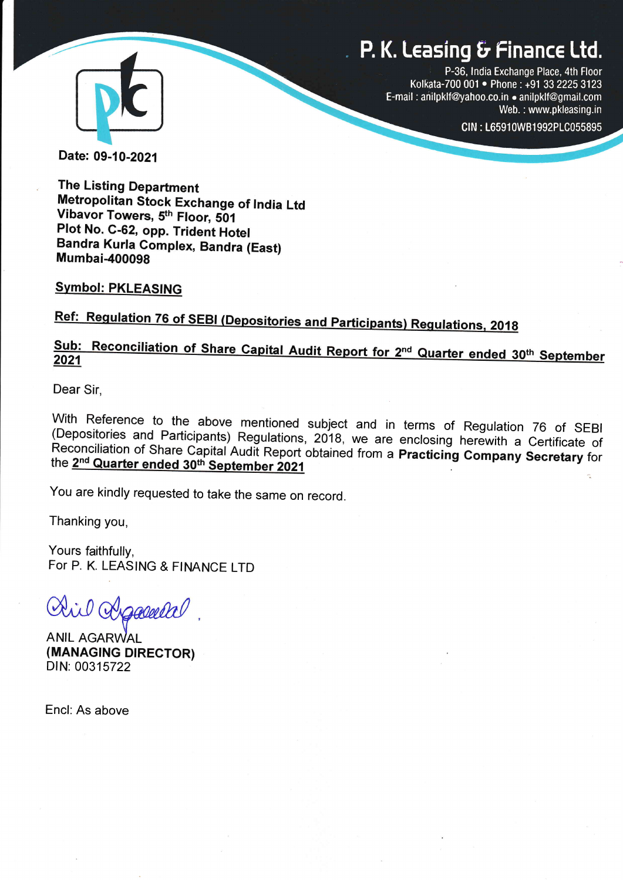# P. K. Leasing & Finance Ltd.

P-36, India Exchange Place, 4th Floor
Kolkata-700 001 • Phone : +91 33 2225 3123
E-mail : anilpklf@yahoo.co.in • anilpklf@gmail.com
Web. : www.pkleasing.in

CIN : L65910WB1992PLC055895

**Date: 09-10-2021**

**The Listing Department**
**Metropolitan Stock Exchange of India Ltd**
**Vibavor Towers, 5th Floor, 501**
**Plot No. C-62, opp. Trident Hotel**
**Bandra Kurla Complex, Bandra (East)**
**Mumbai-400098**

**Symbol: PKLEASING**

**Ref: Regulation 76 of SEBI (Depositories and Participants) Regulations, 2018**

**Sub: Reconciliation of Share Capital Audit Report for 2nd Quarter ended 30th September 2021**

Dear Sir,

With Reference to the above mentioned subject and in terms of Regulation 76 of SEBI (Depositories and Participants) Regulations, 2018, we are enclosing herewith a Certificate of Reconciliation of Share Capital Audit Report obtained from a **Practicing Company Secretary** for the **2nd Quarter ended 30th September 2021**

You are kindly requested to take the same on record.

Thanking you,

Yours faithfully,
For P. K. LEASING & FINANCE LTD

ANIL AGARWAL
**(MANAGING DIRECTOR)**
DIN: 00315722

Encl: As above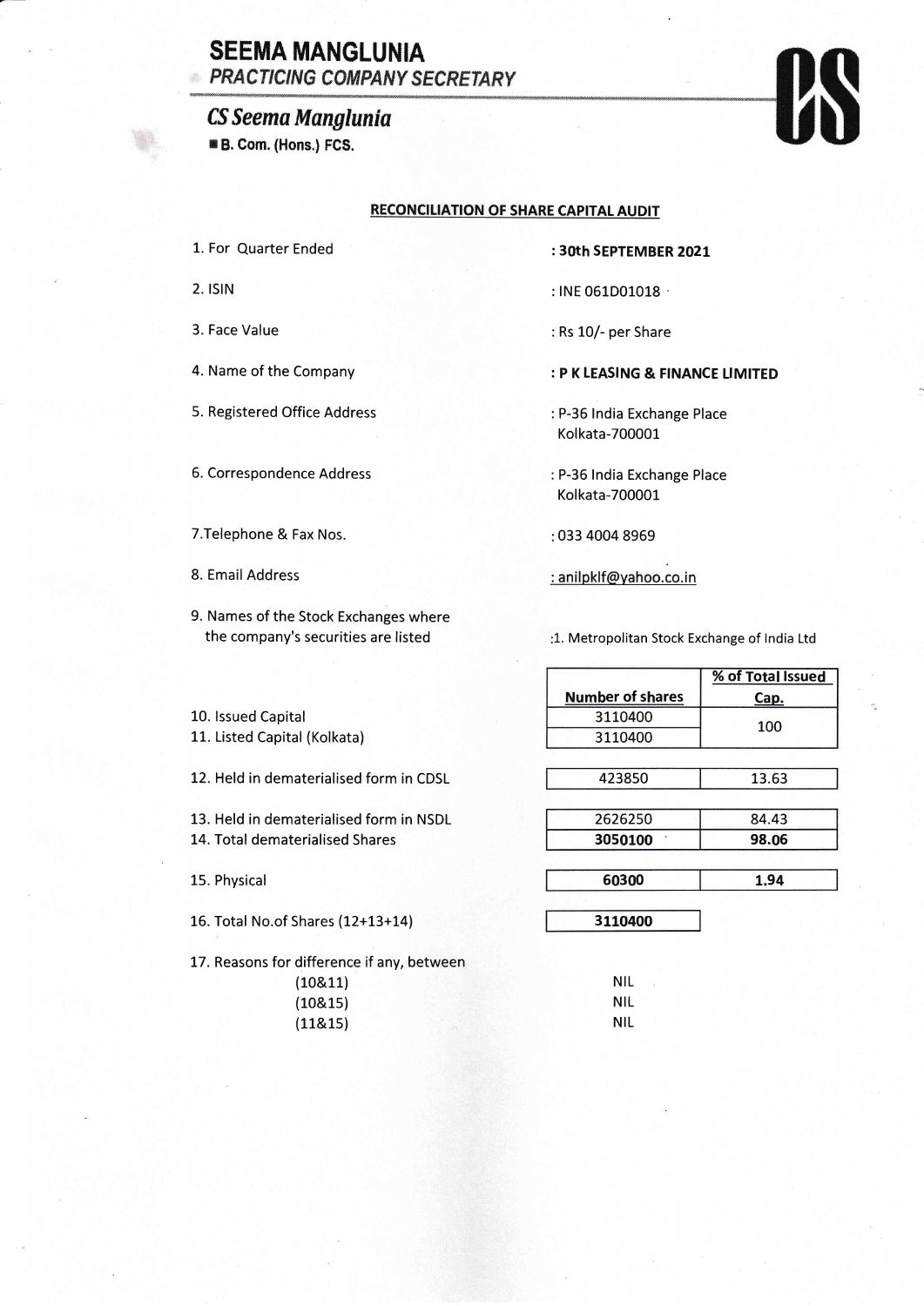# SEEMA MANGLUNIA
*PRACTICING COMPANY SECRETARY*

## *CS Seema Manglunia*
B. Com. (Hons.) FCS.

**RECONCILIATION OF SHARE CAPITAL AUDIT**

1. For Quarter Ended : **30th SEPTEMBER 2021**
2. ISIN : INE 061D01018
3. Face Value : Rs 10/- per Share
4. Name of the Company : **P K LEASING & FINANCE LIMITED**
5. Registered Office Address : P-36 India Exchange Place Kolkata-700001
6. Correspondence Address : P-36 India Exchange Place Kolkata-700001
7. Telephone & Fax Nos. : 033 4004 8969
8. Email Address : anilpklf@yahoo.co.in
9. Names of the Stock Exchanges where the company's securities are listed :1. Metropolitan Stock Exchange of India Ltd

| | Number of shares | % of Total Issued Cap. |
|---|---|---|
| 10. Issued Capital | 3110400 | 100 |
| 11. Listed Capital (Kolkata) | 3110400 | |
| 12. Held in dematerialised form in CDSL | 423850 | 13.63 |
| 13. Held in dematerialised form in NSDL | 2626250 | 84.43 |
| 14. Total dematerialised Shares | **3050100** | **98.06** |
| 15. Physical | **60300** | **1.94** |
| 16. Total No.of Shares (12+13+14) | **3110400** | |

17. Reasons for difference if any, between

| | |
|---|---|
| (10&11) | NIL |
| (10&15) | NIL |
| (11&15) | NIL |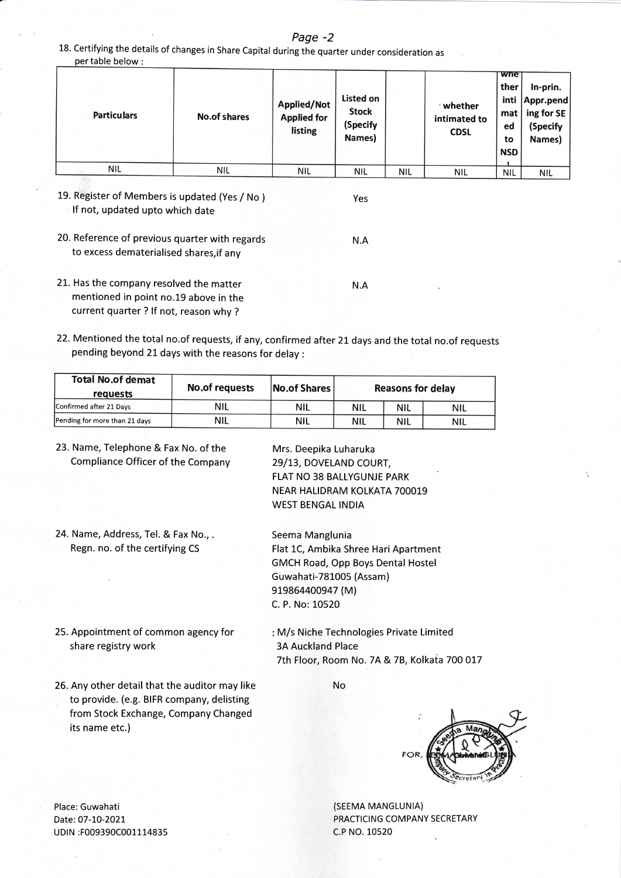*Page -2*

18. Certifying the details of changes in Share Capital during the quarter under consideration as per table below :

| Particulars | No.of shares | Applied/Not Applied for listing | Listed on Stock (Specify Names) | | whether intimated to CDSL | whether intimated to NSD | In-prin. Appr.pending for SE (Specify Names) |
|---|---|---|---|---|---|---|---|
| NIL | NIL | NIL | NIL | NIL | NIL | NIL | NIL |

19. Register of Members is updated (Yes / No ) If not, updated upto which date — Yes

20. Reference of previous quarter with regards to excess dematerialised shares,if any — N.A

21. Has the company resolved the matter mentioned in point no.19 above in the current quarter ? If not, reason why ? — N.A

22. Mentioned the total no.of requests, if any, confirmed after 21 days and the total no.of requests pending beyond 21 days with the reasons for delay :

| Total No.of demat requests | No.of requests | No.of Shares | Reasons for delay | | |
|---|---|---|---|---|---|
| Confirmed after 21 Days | NIL | NIL | NIL | NIL | NIL |
| Pending for more than 21 days | NIL | NIL | NIL | NIL | NIL |

23. Name, Telephone & Fax No. of the Compliance Officer of the Company — Mrs. Deepika Luharuka
29/13, DOVELAND COURT,
FLAT NO 38 BALLYGUNJE PARK
NEAR HALIDRAM KOLKATA 700019
WEST BENGAL INDIA

24. Name, Address, Tel. & Fax No., . Regn. no. of the certifying CS — Seema Manglunia
Flat 1C, Ambika Shree Hari Apartment
GMCH Road, Opp Boys Dental Hostel
Guwahati-781005 (Assam)
919864400947 (M)
C. P. No: 10520

25. Appointment of common agency for share registry work : M/s Niche Technologies Private Limited
3A Auckland Place
7th Floor, Room No. 7A & 7B, Kolkata 700 017

26. Any other detail that the auditor may like to provide. (e.g. BIFR company, delisting from Stock Exchange, Company Changed its name etc.) — No

FOR, SEEMA MANGLUNIA

Place: Guwahati
Date: 07-10-2021
UDIN :F009390C001114835

(SEEMA MANGLUNIA)
PRACTICING COMPANY SECRETARY
C.P NO. 10520